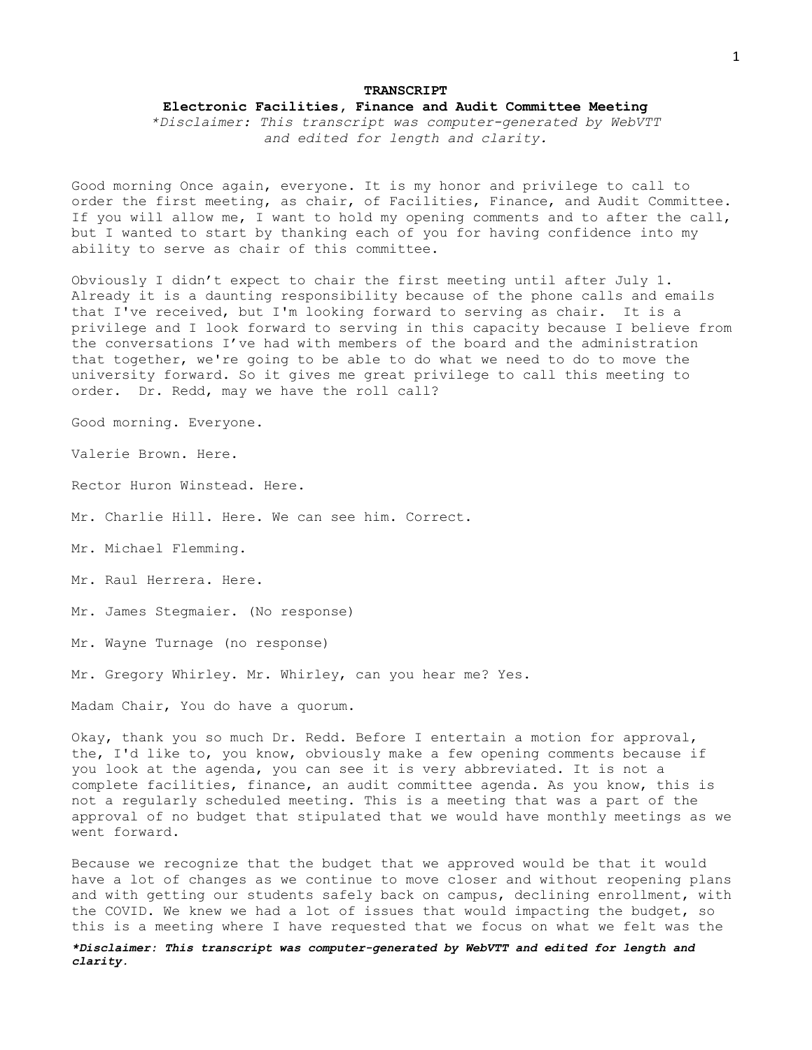**TRANSCRIPT**

**Electronic Facilities, Finance and Audit Committee Meeting**

*\*Disclaimer: This transcript was computer-generated by WebVTT and edited for length and clarity.*

Good morning Once again, everyone. It is my honor and privilege to call to order the first meeting, as chair, of Facilities, Finance, and Audit Committee. If you will allow me, I want to hold my opening comments and to after the call, but I wanted to start by thanking each of you for having confidence into my ability to serve as chair of this committee.

Obviously I didn't expect to chair the first meeting until after July 1. Already it is a daunting responsibility because of the phone calls and emails that I've received, but I'm looking forward to serving as chair. It is a privilege and I look forward to serving in this capacity because I believe from the conversations I've had with members of the board and the administration that together, we're going to be able to do what we need to do to move the university forward. So it gives me great privilege to call this meeting to order. Dr. Redd, may we have the roll call?

Good morning. Everyone.

Valerie Brown. Here.

Rector Huron Winstead. Here.

Mr. Charlie Hill. Here. We can see him. Correct.

Mr. Michael Flemming.

Mr. Raul Herrera. Here.

Mr. James Stegmaier. (No response)

Mr. Wayne Turnage (no response)

Mr. Gregory Whirley. Mr. Whirley, can you hear me? Yes.

Madam Chair, You do have a quorum.

Okay, thank you so much Dr. Redd. Before I entertain a motion for approval, the, I'd like to, you know, obviously make a few opening comments because if you look at the agenda, you can see it is very abbreviated. It is not a complete facilities, finance, an audit committee agenda. As you know, this is not a regularly scheduled meeting. This is a meeting that was a part of the approval of no budget that stipulated that we would have monthly meetings as we went forward.

Because we recognize that the budget that we approved would be that it would have a lot of changes as we continue to move closer and without reopening plans and with getting our students safely back on campus, declining enrollment, with the COVID. We knew we had a lot of issues that would impacting the budget, so this is a meeting where I have requested that we focus on what we felt was the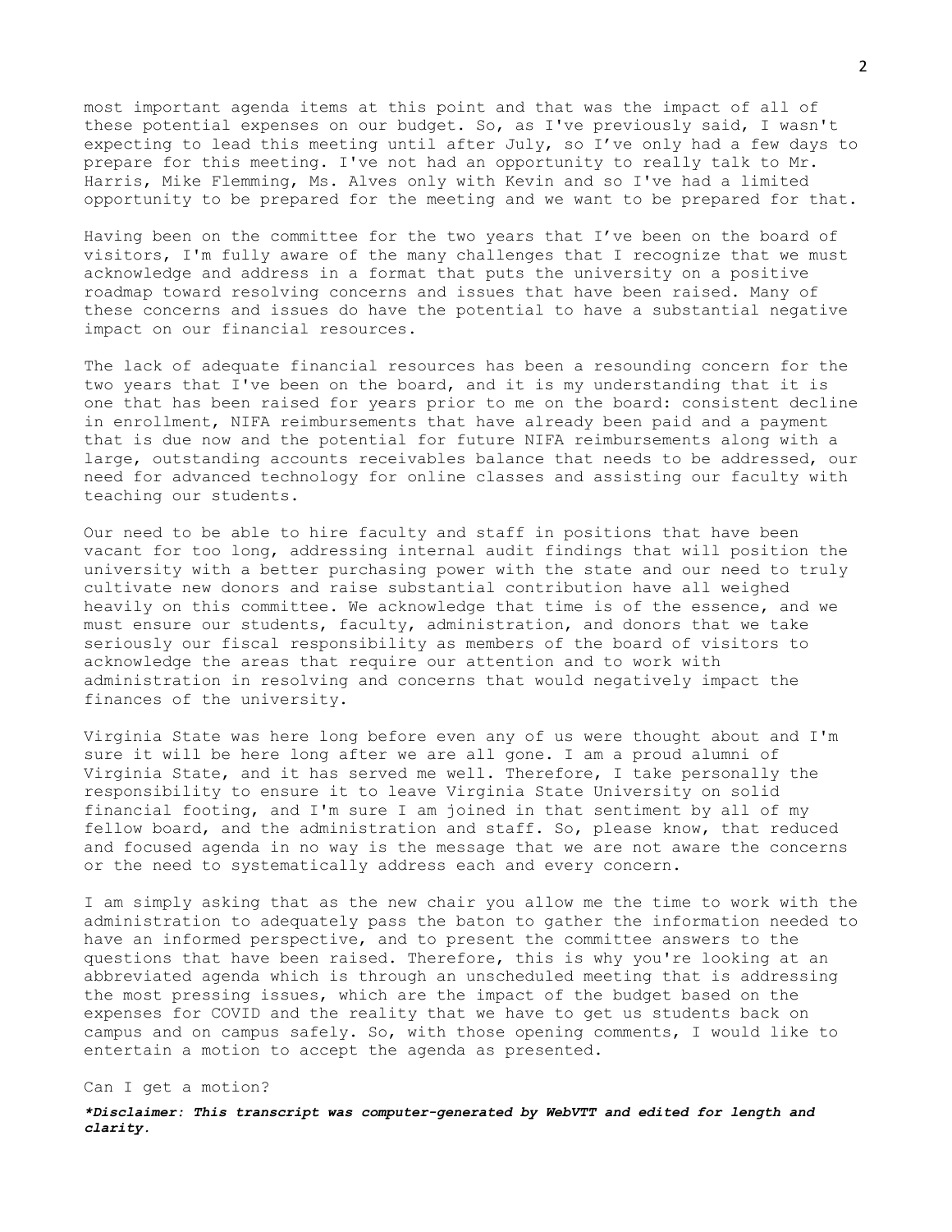most important agenda items at this point and that was the impact of all of these potential expenses on our budget. So, as I've previously said, I wasn't expecting to lead this meeting until after July, so I've only had a few days to prepare for this meeting. I've not had an opportunity to really talk to Mr. Harris, Mike Flemming, Ms. Alves only with Kevin and so I've had a limited opportunity to be prepared for the meeting and we want to be prepared for that.

Having been on the committee for the two years that I've been on the board of visitors, I'm fully aware of the many challenges that I recognize that we must acknowledge and address in a format that puts the university on a positive roadmap toward resolving concerns and issues that have been raised. Many of these concerns and issues do have the potential to have a substantial negative impact on our financial resources.

The lack of adequate financial resources has been a resounding concern for the two years that I've been on the board, and it is my understanding that it is one that has been raised for years prior to me on the board: consistent decline in enrollment, NIFA reimbursements that have already been paid and a payment that is due now and the potential for future NIFA reimbursements along with a large, outstanding accounts receivables balance that needs to be addressed, our need for advanced technology for online classes and assisting our faculty with teaching our students.

Our need to be able to hire faculty and staff in positions that have been vacant for too long, addressing internal audit findings that will position the university with a better purchasing power with the state and our need to truly cultivate new donors and raise substantial contribution have all weighed heavily on this committee. We acknowledge that time is of the essence, and we must ensure our students, faculty, administration, and donors that we take seriously our fiscal responsibility as members of the board of visitors to acknowledge the areas that require our attention and to work with administration in resolving and concerns that would negatively impact the finances of the university.

Virginia State was here long before even any of us were thought about and I'm sure it will be here long after we are all gone. I am a proud alumni of Virginia State, and it has served me well. Therefore, I take personally the responsibility to ensure it to leave Virginia State University on solid financial footing, and I'm sure I am joined in that sentiment by all of my fellow board, and the administration and staff. So, please know, that reduced and focused agenda in no way is the message that we are not aware the concerns or the need to systematically address each and every concern.

I am simply asking that as the new chair you allow me the time to work with the administration to adequately pass the baton to gather the information needed to have an informed perspective, and to present the committee answers to the questions that have been raised. Therefore, this is why you're looking at an abbreviated agenda which is through an unscheduled meeting that is addressing the most pressing issues, which are the impact of the budget based on the expenses for COVID and the reality that we have to get us students back on campus and on campus safely. So, with those opening comments, I would like to entertain a motion to accept the agenda as presented.

Can I get a motion?

***Disclaimer: This transcript was computer-generated by WebVTT and edited for length and clarity.***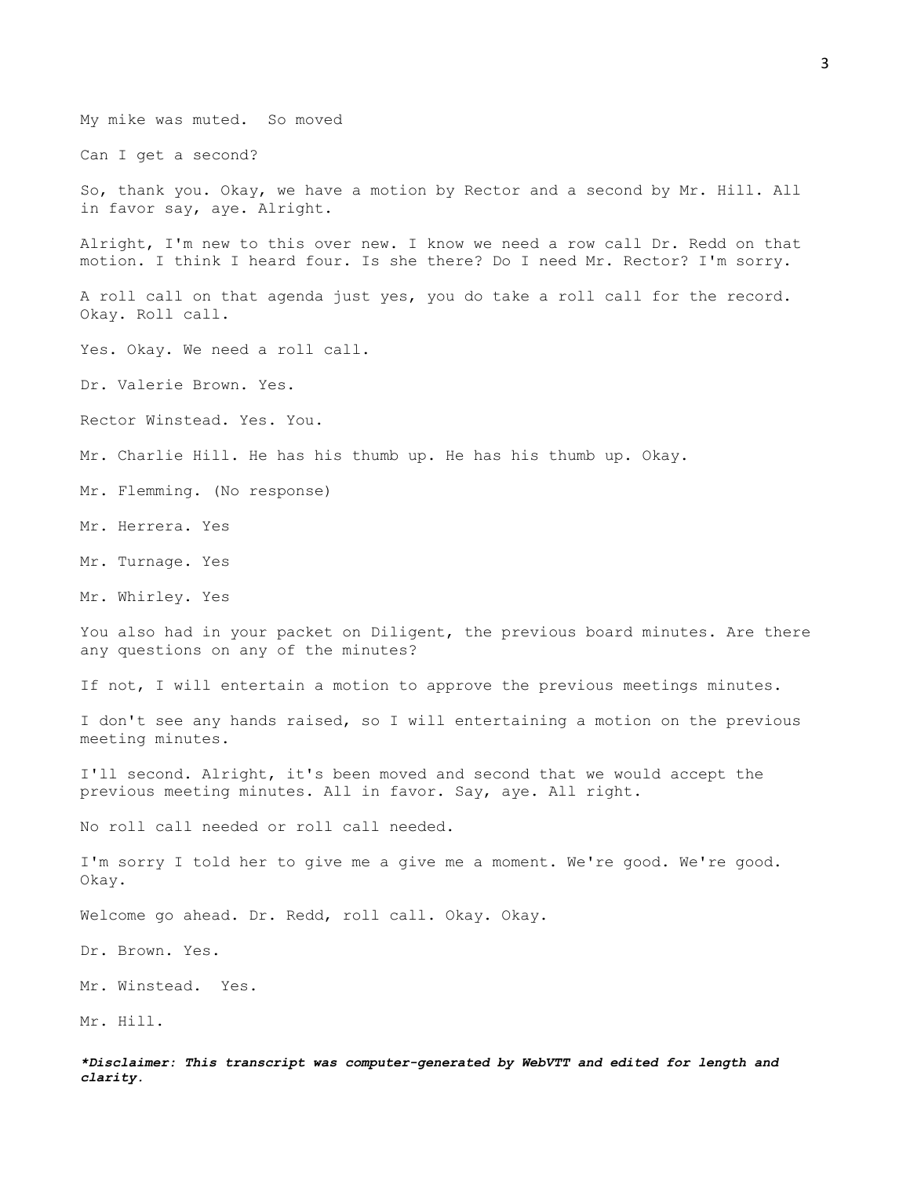My mike was muted. So moved

Can I get a second?

So, thank you. Okay, we have a motion by Rector and a second by Mr. Hill. All in favor say, aye. Alright.

Alright, I'm new to this over new. I know we need a row call Dr. Redd on that motion. I think I heard four. Is she there? Do I need Mr. Rector? I'm sorry.

A roll call on that agenda just yes, you do take a roll call for the record. Okay. Roll call.

Yes. Okay. We need a roll call.

Dr. Valerie Brown. Yes.

Rector Winstead. Yes. You.

Mr. Charlie Hill. He has his thumb up. He has his thumb up. Okay.

Mr. Flemming. (No response)

Mr. Herrera. Yes

Mr. Turnage. Yes

Mr. Whirley. Yes

You also had in your packet on Diligent, the previous board minutes. Are there any questions on any of the minutes?

If not, I will entertain a motion to approve the previous meetings minutes.

I don't see any hands raised, so I will entertaining a motion on the previous meeting minutes.

I'll second. Alright, it's been moved and second that we would accept the previous meeting minutes. All in favor. Say, aye. All right.

No roll call needed or roll call needed.

I'm sorry I told her to give me a give me a moment. We're good. We're good. Okay.

Welcome go ahead. Dr. Redd, roll call. Okay. Okay.

Dr. Brown. Yes.

Mr. Winstead. Yes.

Mr. Hill.

***Disclaimer: This transcript was computer-generated by WebVTT and edited for length and clarity.***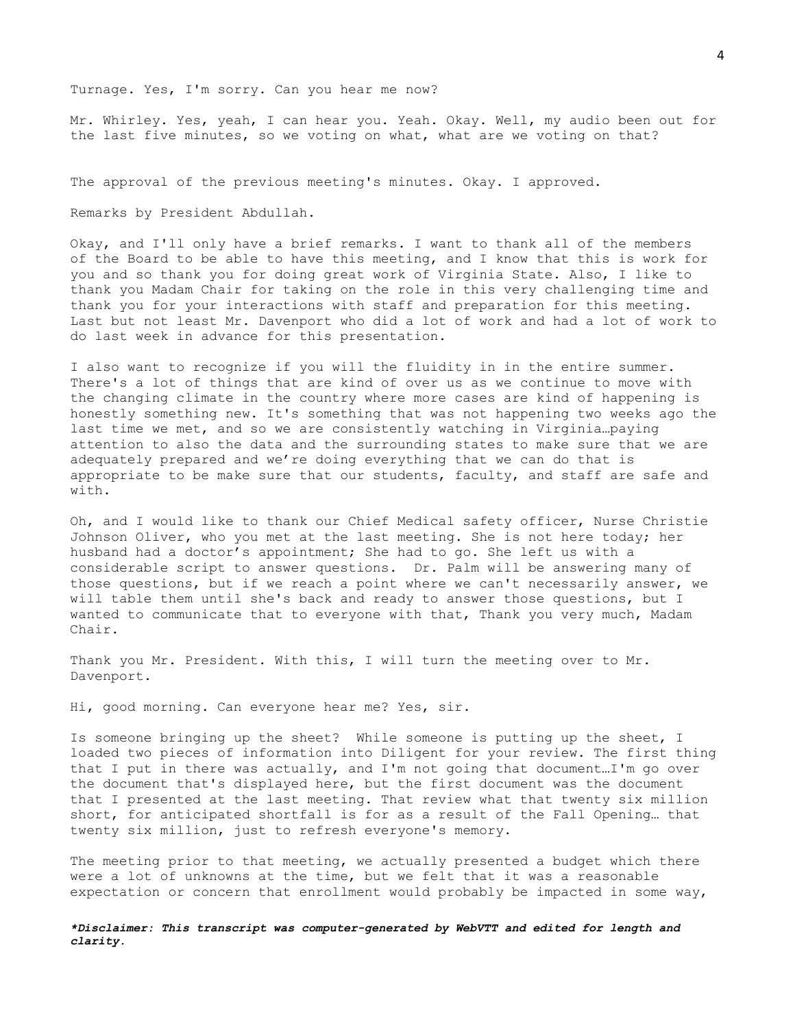Turnage. Yes, I'm sorry. Can you hear me now?

Mr. Whirley. Yes, yeah, I can hear you. Yeah. Okay. Well, my audio been out for the last five minutes, so we voting on what, what are we voting on that?

The approval of the previous meeting's minutes. Okay. I approved.

Remarks by President Abdullah.

Okay, and I'll only have a brief remarks. I want to thank all of the members of the Board to be able to have this meeting, and I know that this is work for you and so thank you for doing great work of Virginia State. Also, I like to thank you Madam Chair for taking on the role in this very challenging time and thank you for your interactions with staff and preparation for this meeting. Last but not least Mr. Davenport who did a lot of work and had a lot of work to do last week in advance for this presentation.

I also want to recognize if you will the fluidity in in the entire summer. There's a lot of things that are kind of over us as we continue to move with the changing climate in the country where more cases are kind of happening is honestly something new. It's something that was not happening two weeks ago the last time we met, and so we are consistently watching in Virginia…paying attention to also the data and the surrounding states to make sure that we are adequately prepared and we're doing everything that we can do that is appropriate to be make sure that our students, faculty, and staff are safe and with.

Oh, and I would like to thank our Chief Medical safety officer, Nurse Christie Johnson Oliver, who you met at the last meeting. She is not here today; her husband had a doctor's appointment; She had to go. She left us with a considerable script to answer questions. Dr. Palm will be answering many of those questions, but if we reach a point where we can't necessarily answer, we will table them until she's back and ready to answer those questions, but I wanted to communicate that to everyone with that, Thank you very much, Madam Chair.

Thank you Mr. President. With this, I will turn the meeting over to Mr. Davenport.

Hi, good morning. Can everyone hear me? Yes, sir.

Is someone bringing up the sheet? While someone is putting up the sheet, I loaded two pieces of information into Diligent for your review. The first thing that I put in there was actually, and I'm not going that document…I'm go over the document that's displayed here, but the first document was the document that I presented at the last meeting. That review what that twenty six million short, for anticipated shortfall is for as a result of the Fall Opening… that twenty six million, just to refresh everyone's memory.

The meeting prior to that meeting, we actually presented a budget which there were a lot of unknowns at the time, but we felt that it was a reasonable expectation or concern that enrollment would probably be impacted in some way,

***Disclaimer: This transcript was computer-generated by WebVTT and edited for length and clarity.***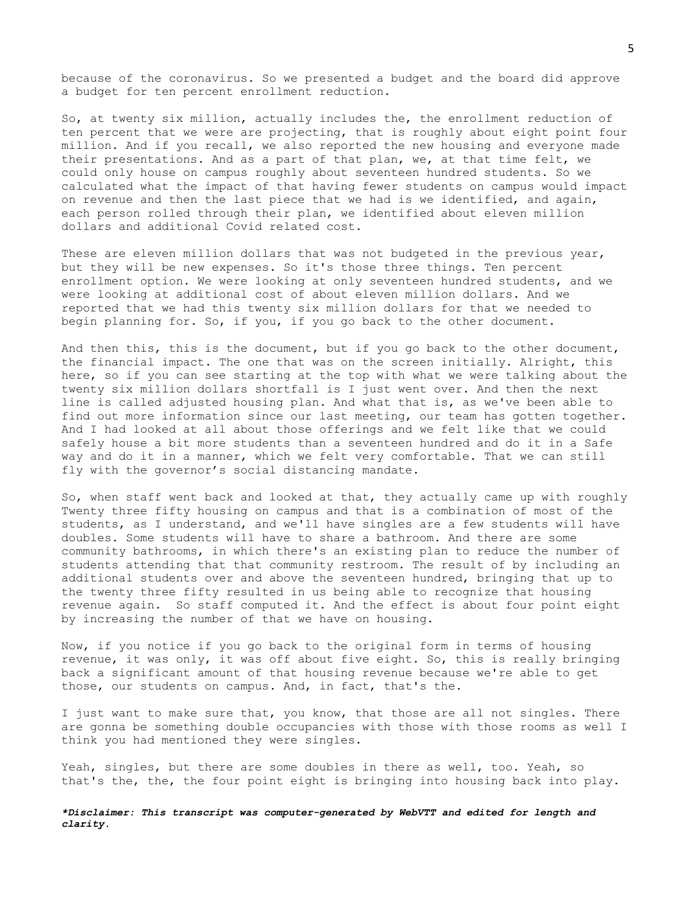because of the coronavirus. So we presented a budget and the board did approve a budget for ten percent enrollment reduction.

So, at twenty six million, actually includes the, the enrollment reduction of ten percent that we were are projecting, that is roughly about eight point four million. And if you recall, we also reported the new housing and everyone made their presentations. And as a part of that plan, we, at that time felt, we could only house on campus roughly about seventeen hundred students. So we calculated what the impact of that having fewer students on campus would impact on revenue and then the last piece that we had is we identified, and again, each person rolled through their plan, we identified about eleven million dollars and additional Covid related cost.

These are eleven million dollars that was not budgeted in the previous year, but they will be new expenses. So it's those three things. Ten percent enrollment option. We were looking at only seventeen hundred students, and we were looking at additional cost of about eleven million dollars. And we reported that we had this twenty six million dollars for that we needed to begin planning for. So, if you, if you go back to the other document.

And then this, this is the document, but if you go back to the other document, the financial impact. The one that was on the screen initially. Alright, this here, so if you can see starting at the top with what we were talking about the twenty six million dollars shortfall is I just went over. And then the next line is called adjusted housing plan. And what that is, as we've been able to find out more information since our last meeting, our team has gotten together. And I had looked at all about those offerings and we felt like that we could safely house a bit more students than a seventeen hundred and do it in a Safe way and do it in a manner, which we felt very comfortable. That we can still fly with the governor's social distancing mandate.

So, when staff went back and looked at that, they actually came up with roughly Twenty three fifty housing on campus and that is a combination of most of the students, as I understand, and we'll have singles are a few students will have doubles. Some students will have to share a bathroom. And there are some community bathrooms, in which there's an existing plan to reduce the number of students attending that that community restroom. The result of by including an additional students over and above the seventeen hundred, bringing that up to the twenty three fifty resulted in us being able to recognize that housing revenue again. So staff computed it. And the effect is about four point eight by increasing the number of that we have on housing.

Now, if you notice if you go back to the original form in terms of housing revenue, it was only, it was off about five eight. So, this is really bringing back a significant amount of that housing revenue because we're able to get those, our students on campus. And, in fact, that's the.

I just want to make sure that, you know, that those are all not singles. There are gonna be something double occupancies with those with those rooms as well I think you had mentioned they were singles.

Yeah, singles, but there are some doubles in there as well, too. Yeah, so that's the, the, the four point eight is bringing into housing back into play.

***Disclaimer: This transcript was computer-generated by WebVTT and edited for length and clarity.***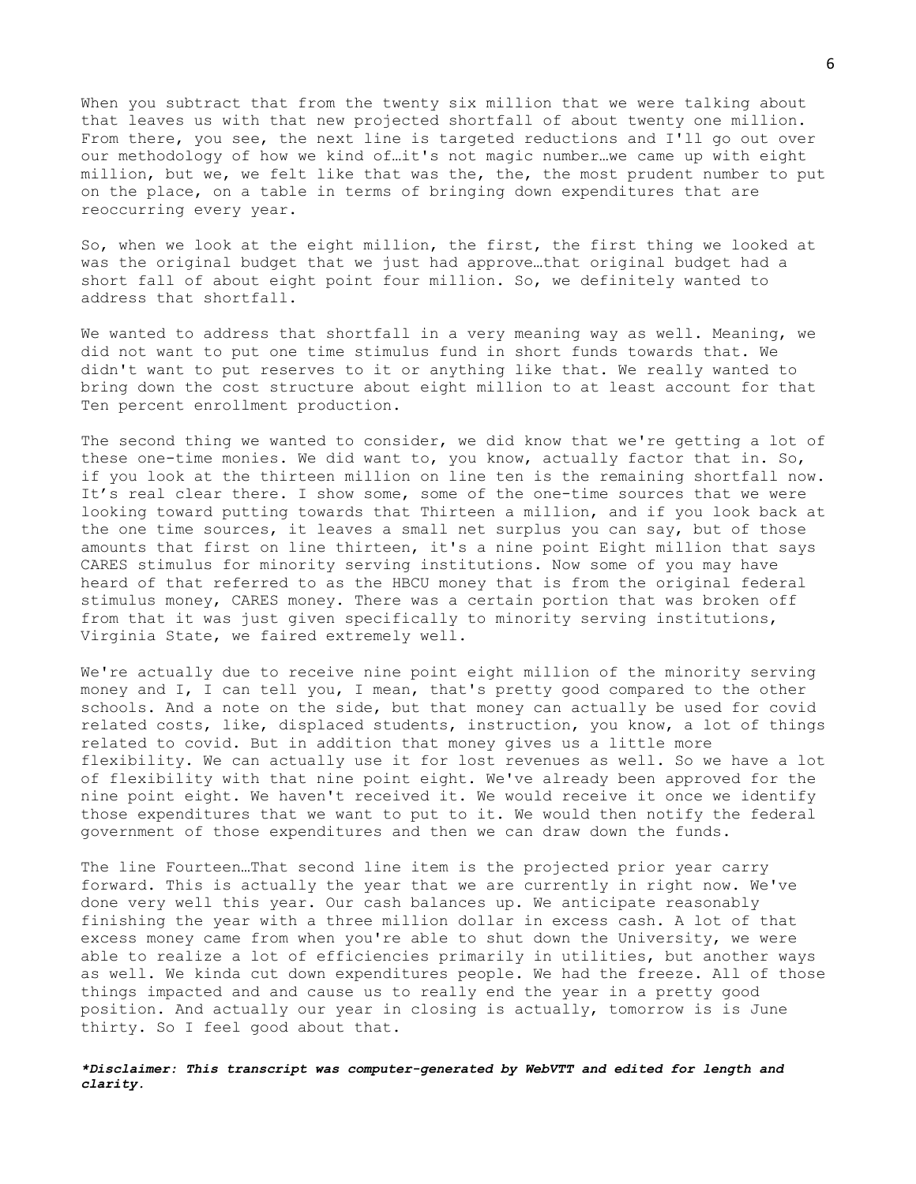When you subtract that from the twenty six million that we were talking about that leaves us with that new projected shortfall of about twenty one million. From there, you see, the next line is targeted reductions and I'll go out over our methodology of how we kind of…it's not magic number…we came up with eight million, but we, we felt like that was the, the, the most prudent number to put on the place, on a table in terms of bringing down expenditures that are reoccurring every year.

So, when we look at the eight million, the first, the first thing we looked at was the original budget that we just had approve…that original budget had a short fall of about eight point four million. So, we definitely wanted to address that shortfall.

We wanted to address that shortfall in a very meaning way as well. Meaning, we did not want to put one time stimulus fund in short funds towards that. We didn't want to put reserves to it or anything like that. We really wanted to bring down the cost structure about eight million to at least account for that Ten percent enrollment production.

The second thing we wanted to consider, we did know that we're getting a lot of these one-time monies. We did want to, you know, actually factor that in. So, if you look at the thirteen million on line ten is the remaining shortfall now. It's real clear there. I show some, some of the one-time sources that we were looking toward putting towards that Thirteen a million, and if you look back at the one time sources, it leaves a small net surplus you can say, but of those amounts that first on line thirteen, it's a nine point Eight million that says CARES stimulus for minority serving institutions. Now some of you may have heard of that referred to as the HBCU money that is from the original federal stimulus money, CARES money. There was a certain portion that was broken off from that it was just given specifically to minority serving institutions, Virginia State, we faired extremely well.

We're actually due to receive nine point eight million of the minority serving money and I, I can tell you, I mean, that's pretty good compared to the other schools. And a note on the side, but that money can actually be used for covid related costs, like, displaced students, instruction, you know, a lot of things related to covid. But in addition that money gives us a little more flexibility. We can actually use it for lost revenues as well. So we have a lot of flexibility with that nine point eight. We've already been approved for the nine point eight. We haven't received it. We would receive it once we identify those expenditures that we want to put to it. We would then notify the federal government of those expenditures and then we can draw down the funds.

The line Fourteen…That second line item is the projected prior year carry forward. This is actually the year that we are currently in right now. We've done very well this year. Our cash balances up. We anticipate reasonably finishing the year with a three million dollar in excess cash. A lot of that excess money came from when you're able to shut down the University, we were able to realize a lot of efficiencies primarily in utilities, but another ways as well. We kinda cut down expenditures people. We had the freeze. All of those things impacted and and cause us to really end the year in a pretty good position. And actually our year in closing is actually, tomorrow is is June thirty. So I feel good about that.

***Disclaimer: This transcript was computer-generated by WebVTT and edited for length and clarity.***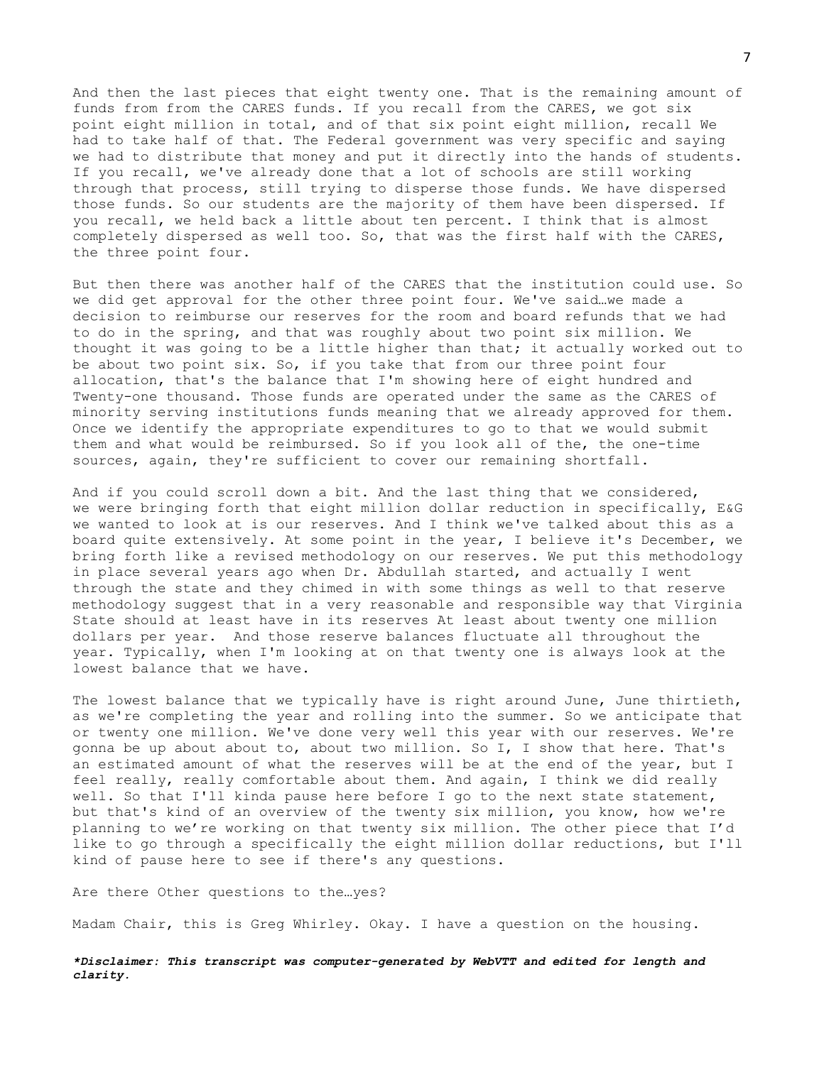And then the last pieces that eight twenty one. That is the remaining amount of funds from from the CARES funds. If you recall from the CARES, we got six point eight million in total, and of that six point eight million, recall We had to take half of that. The Federal government was very specific and saying we had to distribute that money and put it directly into the hands of students. If you recall, we've already done that a lot of schools are still working through that process, still trying to disperse those funds. We have dispersed those funds. So our students are the majority of them have been dispersed. If you recall, we held back a little about ten percent. I think that is almost completely dispersed as well too. So, that was the first half with the CARES, the three point four.

But then there was another half of the CARES that the institution could use. So we did get approval for the other three point four. We've said…we made a decision to reimburse our reserves for the room and board refunds that we had to do in the spring, and that was roughly about two point six million. We thought it was going to be a little higher than that; it actually worked out to be about two point six. So, if you take that from our three point four allocation, that's the balance that I'm showing here of eight hundred and Twenty-one thousand. Those funds are operated under the same as the CARES of minority serving institutions funds meaning that we already approved for them. Once we identify the appropriate expenditures to go to that we would submit them and what would be reimbursed. So if you look all of the, the one-time sources, again, they're sufficient to cover our remaining shortfall.

And if you could scroll down a bit. And the last thing that we considered, we were bringing forth that eight million dollar reduction in specifically, E&G we wanted to look at is our reserves. And I think we've talked about this as a board quite extensively. At some point in the year, I believe it's December, we bring forth like a revised methodology on our reserves. We put this methodology in place several years ago when Dr. Abdullah started, and actually I went through the state and they chimed in with some things as well to that reserve methodology suggest that in a very reasonable and responsible way that Virginia State should at least have in its reserves At least about twenty one million dollars per year. And those reserve balances fluctuate all throughout the year. Typically, when I'm looking at on that twenty one is always look at the lowest balance that we have.

The lowest balance that we typically have is right around June, June thirtieth, as we're completing the year and rolling into the summer. So we anticipate that or twenty one million. We've done very well this year with our reserves. We're gonna be up about about to, about two million. So I, I show that here. That's an estimated amount of what the reserves will be at the end of the year, but I feel really, really comfortable about them. And again, I think we did really well. So that I'll kinda pause here before I go to the next state statement, but that's kind of an overview of the twenty six million, you know, how we're planning to we're working on that twenty six million. The other piece that I'd like to go through a specifically the eight million dollar reductions, but I'll kind of pause here to see if there's any questions.

Are there Other questions to the…yes?

Madam Chair, this is Greg Whirley. Okay. I have a question on the housing.

***Disclaimer: This transcript was computer-generated by WebVTT and edited for length and clarity.***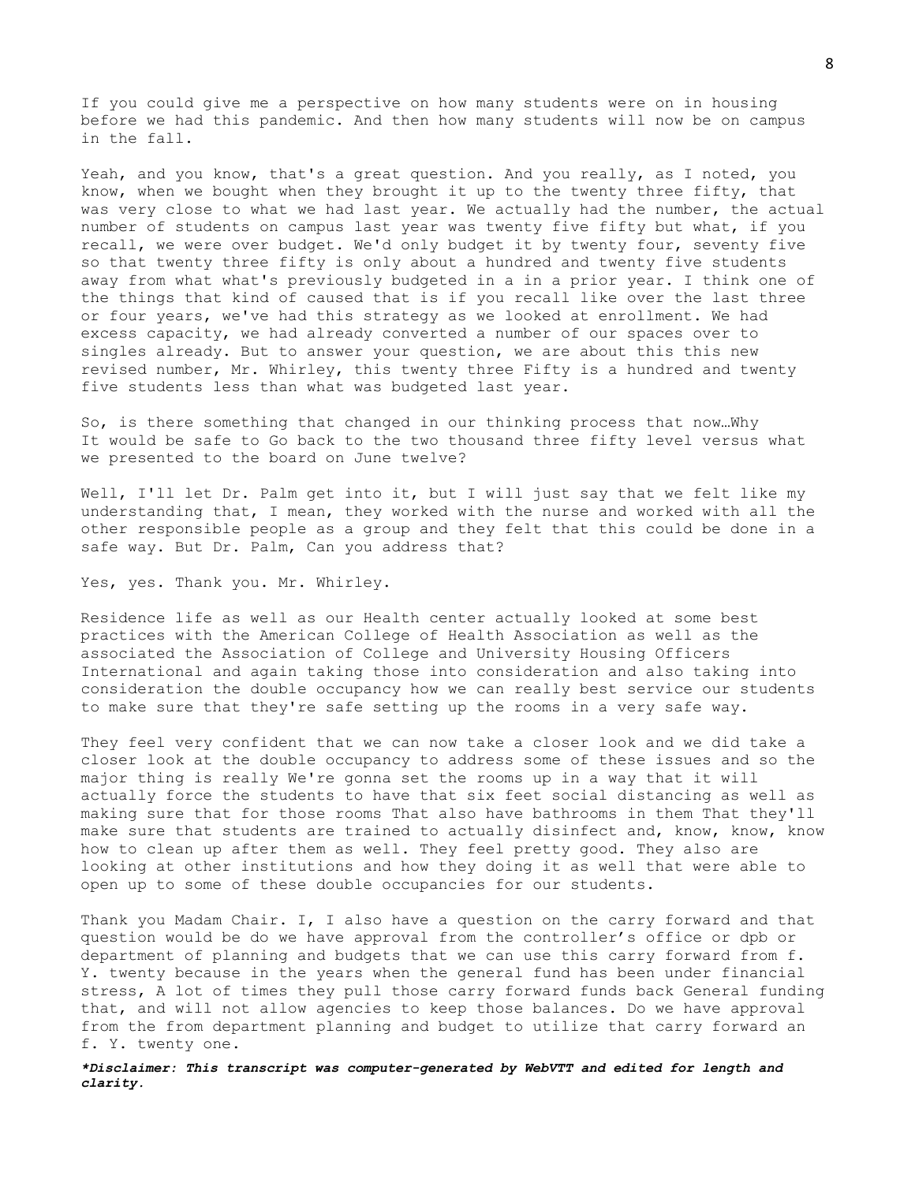If you could give me a perspective on how many students were on in housing before we had this pandemic. And then how many students will now be on campus in the fall.

Yeah, and you know, that's a great question. And you really, as I noted, you know, when we bought when they brought it up to the twenty three fifty, that was very close to what we had last year. We actually had the number, the actual number of students on campus last year was twenty five fifty but what, if you recall, we were over budget. We'd only budget it by twenty four, seventy five so that twenty three fifty is only about a hundred and twenty five students away from what what's previously budgeted in a in a prior year. I think one of the things that kind of caused that is if you recall like over the last three or four years, we've had this strategy as we looked at enrollment. We had excess capacity, we had already converted a number of our spaces over to singles already. But to answer your question, we are about this this new revised number, Mr. Whirley, this twenty three Fifty is a hundred and twenty five students less than what was budgeted last year.

So, is there something that changed in our thinking process that now…Why It would be safe to Go back to the two thousand three fifty level versus what we presented to the board on June twelve?

Well, I'll let Dr. Palm get into it, but I will just say that we felt like my understanding that, I mean, they worked with the nurse and worked with all the other responsible people as a group and they felt that this could be done in a safe way. But Dr. Palm, Can you address that?

Yes, yes. Thank you. Mr. Whirley.

Residence life as well as our Health center actually looked at some best practices with the American College of Health Association as well as the associated the Association of College and University Housing Officers International and again taking those into consideration and also taking into consideration the double occupancy how we can really best service our students to make sure that they're safe setting up the rooms in a very safe way.

They feel very confident that we can now take a closer look and we did take a closer look at the double occupancy to address some of these issues and so the major thing is really We're gonna set the rooms up in a way that it will actually force the students to have that six feet social distancing as well as making sure that for those rooms That also have bathrooms in them That they'll make sure that students are trained to actually disinfect and, know, know, know how to clean up after them as well. They feel pretty good. They also are looking at other institutions and how they doing it as well that were able to open up to some of these double occupancies for our students.

Thank you Madam Chair. I, I also have a question on the carry forward and that question would be do we have approval from the controller's office or dpb or department of planning and budgets that we can use this carry forward from f. Y. twenty because in the years when the general fund has been under financial stress, A lot of times they pull those carry forward funds back General funding that, and will not allow agencies to keep those balances. Do we have approval from the from department planning and budget to utilize that carry forward an f. Y. twenty one.

***Disclaimer: This transcript was computer-generated by WebVTT and edited for length and clarity.***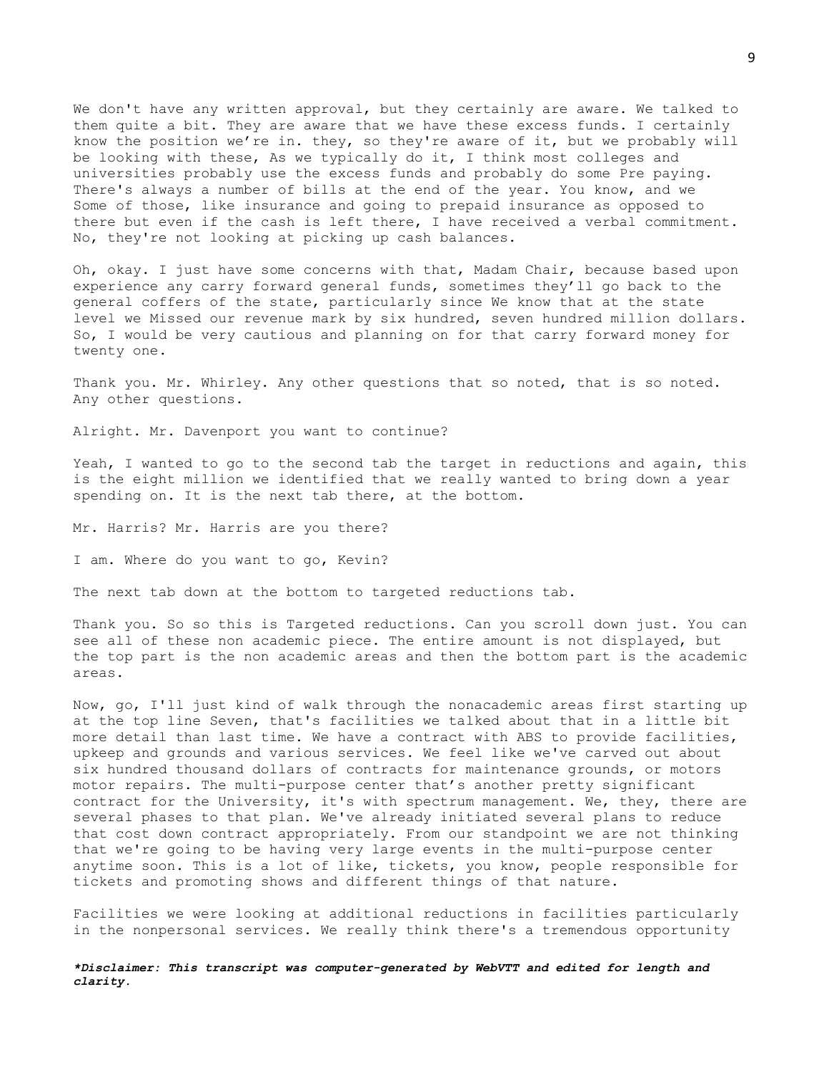We don't have any written approval, but they certainly are aware. We talked to them quite a bit. They are aware that we have these excess funds. I certainly know the position we're in. they, so they're aware of it, but we probably will be looking with these, As we typically do it, I think most colleges and universities probably use the excess funds and probably do some Pre paying. There's always a number of bills at the end of the year. You know, and we Some of those, like insurance and going to prepaid insurance as opposed to there but even if the cash is left there, I have received a verbal commitment. No, they're not looking at picking up cash balances.

Oh, okay. I just have some concerns with that, Madam Chair, because based upon experience any carry forward general funds, sometimes they'll go back to the general coffers of the state, particularly since We know that at the state level we Missed our revenue mark by six hundred, seven hundred million dollars. So, I would be very cautious and planning on for that carry forward money for twenty one.

Thank you. Mr. Whirley. Any other questions that so noted, that is so noted. Any other questions.

Alright. Mr. Davenport you want to continue?

Yeah, I wanted to go to the second tab the target in reductions and again, this is the eight million we identified that we really wanted to bring down a year spending on. It is the next tab there, at the bottom.

Mr. Harris? Mr. Harris are you there?

I am. Where do you want to go, Kevin?

The next tab down at the bottom to targeted reductions tab.

Thank you. So so this is Targeted reductions. Can you scroll down just. You can see all of these non academic piece. The entire amount is not displayed, but the top part is the non academic areas and then the bottom part is the academic areas.

Now, go, I'll just kind of walk through the nonacademic areas first starting up at the top line Seven, that's facilities we talked about that in a little bit more detail than last time. We have a contract with ABS to provide facilities, upkeep and grounds and various services. We feel like we've carved out about six hundred thousand dollars of contracts for maintenance grounds, or motors motor repairs. The multi-purpose center that's another pretty significant contract for the University, it's with spectrum management. We, they, there are several phases to that plan. We've already initiated several plans to reduce that cost down contract appropriately. From our standpoint we are not thinking that we're going to be having very large events in the multi-purpose center anytime soon. This is a lot of like, tickets, you know, people responsible for tickets and promoting shows and different things of that nature.

Facilities we were looking at additional reductions in facilities particularly in the nonpersonal services. We really think there's a tremendous opportunity

***Disclaimer: This transcript was computer-generated by WebVTT and edited for length and clarity.***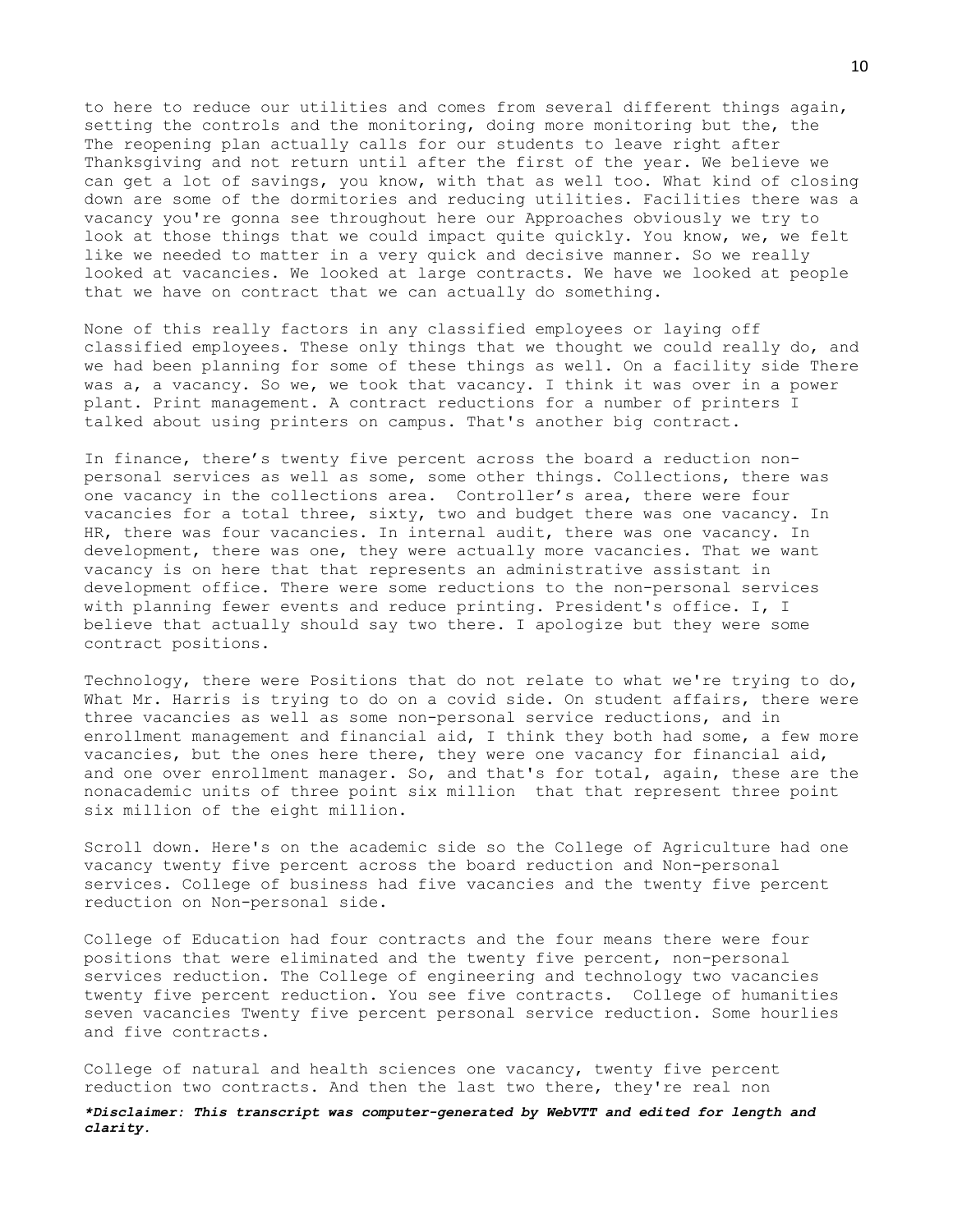to here to reduce our utilities and comes from several different things again, setting the controls and the monitoring, doing more monitoring but the, the The reopening plan actually calls for our students to leave right after Thanksgiving and not return until after the first of the year. We believe we can get a lot of savings, you know, with that as well too. What kind of closing down are some of the dormitories and reducing utilities. Facilities there was a vacancy you're gonna see throughout here our Approaches obviously we try to look at those things that we could impact quite quickly. You know, we, we felt like we needed to matter in a very quick and decisive manner. So we really looked at vacancies. We looked at large contracts. We have we looked at people that we have on contract that we can actually do something.

None of this really factors in any classified employees or laying off classified employees. These only things that we thought we could really do, and we had been planning for some of these things as well. On a facility side There was a, a vacancy. So we, we took that vacancy. I think it was over in a power plant. Print management. A contract reductions for a number of printers I talked about using printers on campus. That's another big contract.

In finance, there's twenty five percent across the board a reduction non-personal services as well as some, some other things. Collections, there was one vacancy in the collections area. Controller's area, there were four vacancies for a total three, sixty, two and budget there was one vacancy. In HR, there was four vacancies. In internal audit, there was one vacancy. In development, there was one, they were actually more vacancies. That we want vacancy is on here that that represents an administrative assistant in development office. There were some reductions to the non-personal services with planning fewer events and reduce printing. President's office. I, I believe that actually should say two there. I apologize but they were some contract positions.

Technology, there were Positions that do not relate to what we're trying to do, What Mr. Harris is trying to do on a covid side. On student affairs, there were three vacancies as well as some non-personal service reductions, and in enrollment management and financial aid, I think they both had some, a few more vacancies, but the ones here there, they were one vacancy for financial aid, and one over enrollment manager. So, and that's for total, again, these are the nonacademic units of three point six million that that represent three point six million of the eight million.

Scroll down. Here's on the academic side so the College of Agriculture had one vacancy twenty five percent across the board reduction and Non-personal services. College of business had five vacancies and the twenty five percent reduction on Non-personal side.

College of Education had four contracts and the four means there were four positions that were eliminated and the twenty five percent, non-personal services reduction. The College of engineering and technology two vacancies twenty five percent reduction. You see five contracts. College of humanities seven vacancies Twenty five percent personal service reduction. Some hourlies and five contracts.

College of natural and health sciences one vacancy, twenty five percent reduction two contracts. And then the last two there, they're real non

***Disclaimer: This transcript was computer-generated by WebVTT and edited for length and clarity.***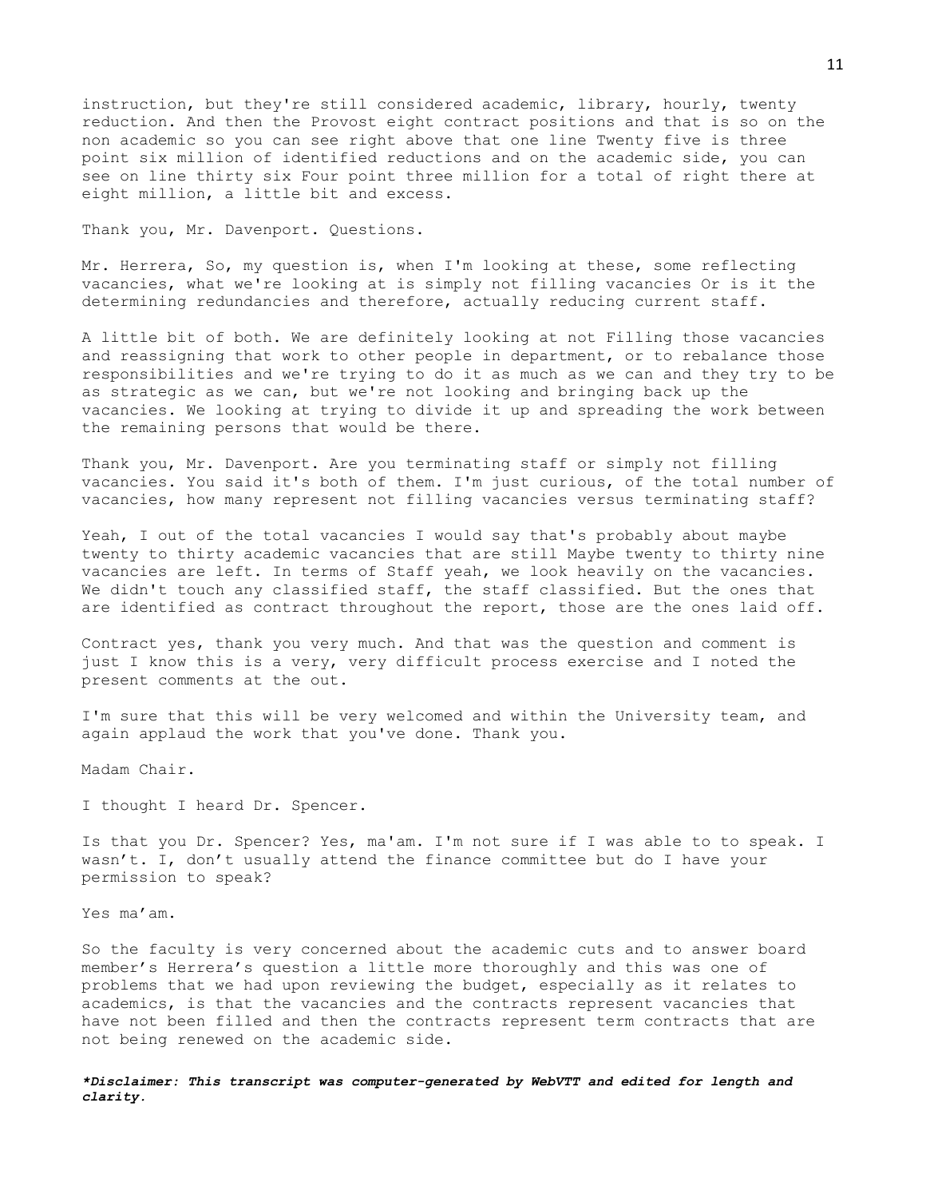instruction, but they're still considered academic, library, hourly, twenty reduction. And then the Provost eight contract positions and that is so on the non academic so you can see right above that one line Twenty five is three point six million of identified reductions and on the academic side, you can see on line thirty six Four point three million for a total of right there at eight million, a little bit and excess.

Thank you, Mr. Davenport. Questions.

Mr. Herrera, So, my question is, when I'm looking at these, some reflecting vacancies, what we're looking at is simply not filling vacancies Or is it the determining redundancies and therefore, actually reducing current staff.

A little bit of both. We are definitely looking at not Filling those vacancies and reassigning that work to other people in department, or to rebalance those responsibilities and we're trying to do it as much as we can and they try to be as strategic as we can, but we're not looking and bringing back up the vacancies. We looking at trying to divide it up and spreading the work between the remaining persons that would be there.

Thank you, Mr. Davenport. Are you terminating staff or simply not filling vacancies. You said it's both of them. I'm just curious, of the total number of vacancies, how many represent not filling vacancies versus terminating staff?

Yeah, I out of the total vacancies I would say that's probably about maybe twenty to thirty academic vacancies that are still Maybe twenty to thirty nine vacancies are left. In terms of Staff yeah, we look heavily on the vacancies. We didn't touch any classified staff, the staff classified. But the ones that are identified as contract throughout the report, those are the ones laid off.

Contract yes, thank you very much. And that was the question and comment is just I know this is a very, very difficult process exercise and I noted the present comments at the out.

I'm sure that this will be very welcomed and within the University team, and again applaud the work that you've done. Thank you.

Madam Chair.

I thought I heard Dr. Spencer.

Is that you Dr. Spencer? Yes, ma'am. I'm not sure if I was able to to speak. I wasn't. I, don't usually attend the finance committee but do I have your permission to speak?

Yes ma'am.

So the faculty is very concerned about the academic cuts and to answer board member's Herrera's question a little more thoroughly and this was one of problems that we had upon reviewing the budget, especially as it relates to academics, is that the vacancies and the contracts represent vacancies that have not been filled and then the contracts represent term contracts that are not being renewed on the academic side.

***Disclaimer: This transcript was computer-generated by WebVTT and edited for length and clarity.***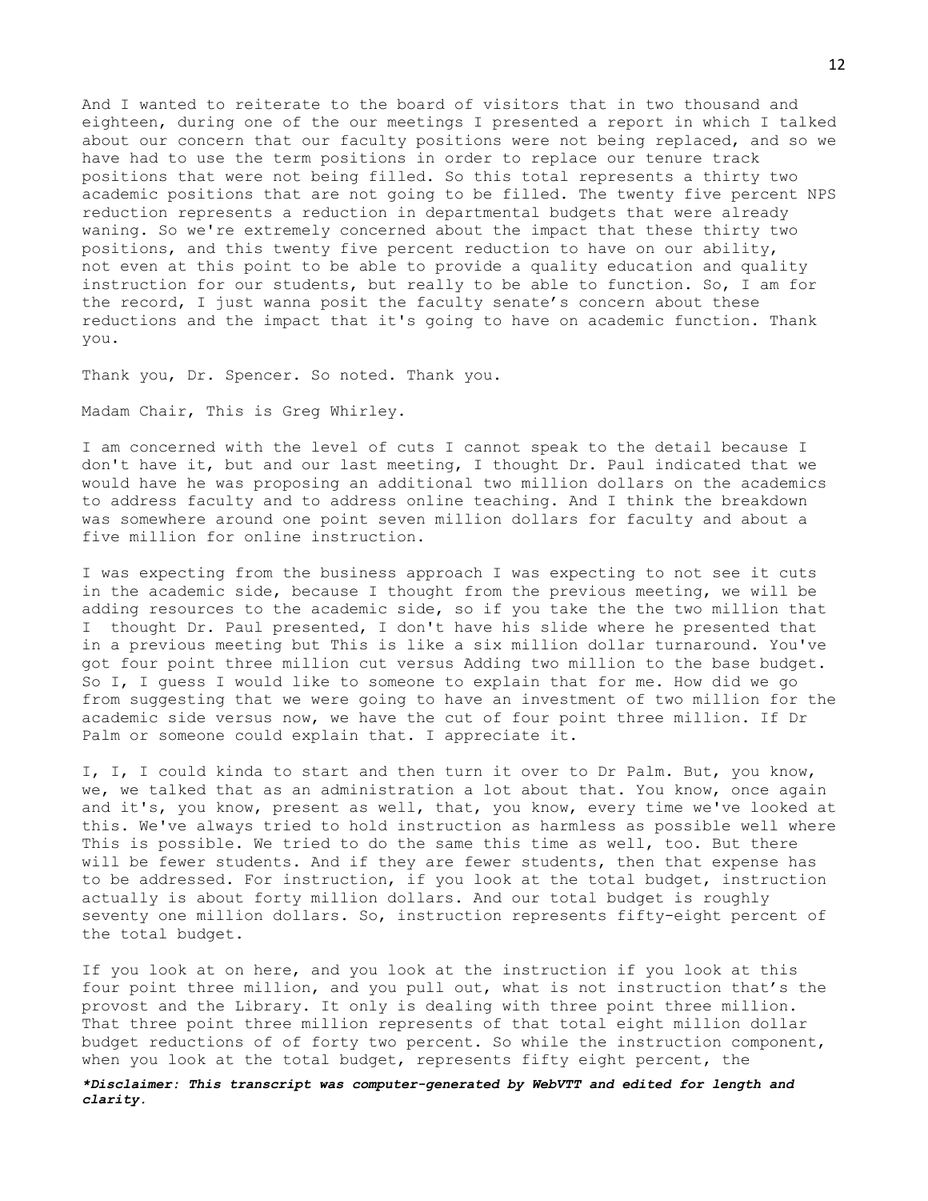And I wanted to reiterate to the board of visitors that in two thousand and eighteen, during one of the our meetings I presented a report in which I talked about our concern that our faculty positions were not being replaced, and so we have had to use the term positions in order to replace our tenure track positions that were not being filled. So this total represents a thirty two academic positions that are not going to be filled. The twenty five percent NPS reduction represents a reduction in departmental budgets that were already waning. So we're extremely concerned about the impact that these thirty two positions, and this twenty five percent reduction to have on our ability, not even at this point to be able to provide a quality education and quality instruction for our students, but really to be able to function. So, I am for the record, I just wanna posit the faculty senate's concern about these reductions and the impact that it's going to have on academic function. Thank you.

Thank you, Dr. Spencer. So noted. Thank you.

Madam Chair, This is Greg Whirley.

I am concerned with the level of cuts I cannot speak to the detail because I don't have it, but and our last meeting, I thought Dr. Paul indicated that we would have he was proposing an additional two million dollars on the academics to address faculty and to address online teaching. And I think the breakdown was somewhere around one point seven million dollars for faculty and about a five million for online instruction.

I was expecting from the business approach I was expecting to not see it cuts in the academic side, because I thought from the previous meeting, we will be adding resources to the academic side, so if you take the the two million that I thought Dr. Paul presented, I don't have his slide where he presented that in a previous meeting but This is like a six million dollar turnaround. You've got four point three million cut versus Adding two million to the base budget. So I, I guess I would like to someone to explain that for me. How did we go from suggesting that we were going to have an investment of two million for the academic side versus now, we have the cut of four point three million. If Dr Palm or someone could explain that. I appreciate it.

I, I, I could kinda to start and then turn it over to Dr Palm. But, you know, we, we talked that as an administration a lot about that. You know, once again and it's, you know, present as well, that, you know, every time we've looked at this. We've always tried to hold instruction as harmless as possible well where This is possible. We tried to do the same this time as well, too. But there will be fewer students. And if they are fewer students, then that expense has to be addressed. For instruction, if you look at the total budget, instruction actually is about forty million dollars. And our total budget is roughly seventy one million dollars. So, instruction represents fifty-eight percent of the total budget.

If you look at on here, and you look at the instruction if you look at this four point three million, and you pull out, what is not instruction that's the provost and the Library. It only is dealing with three point three million. That three point three million represents of that total eight million dollar budget reductions of of forty two percent. So while the instruction component, when you look at the total budget, represents fifty eight percent, the

***Disclaimer: This transcript was computer-generated by WebVTT and edited for length and clarity.***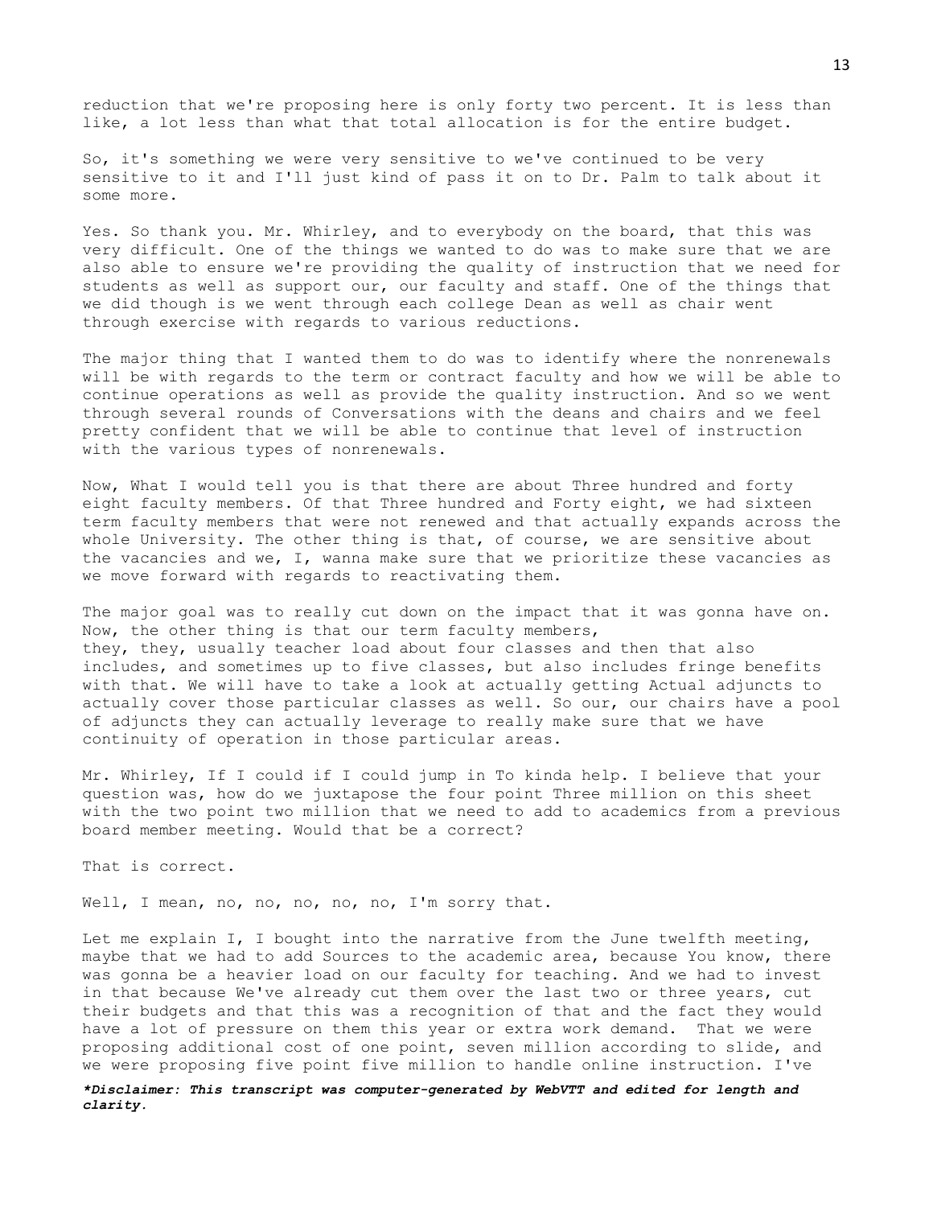reduction that we're proposing here is only forty two percent. It is less than like, a lot less than what that total allocation is for the entire budget.

So, it's something we were very sensitive to we've continued to be very sensitive to it and I'll just kind of pass it on to Dr. Palm to talk about it some more.

Yes. So thank you. Mr. Whirley, and to everybody on the board, that this was very difficult. One of the things we wanted to do was to make sure that we are also able to ensure we're providing the quality of instruction that we need for students as well as support our, our faculty and staff. One of the things that we did though is we went through each college Dean as well as chair went through exercise with regards to various reductions.

The major thing that I wanted them to do was to identify where the nonrenewals will be with regards to the term or contract faculty and how we will be able to continue operations as well as provide the quality instruction. And so we went through several rounds of Conversations with the deans and chairs and we feel pretty confident that we will be able to continue that level of instruction with the various types of nonrenewals.

Now, What I would tell you is that there are about Three hundred and forty eight faculty members. Of that Three hundred and Forty eight, we had sixteen term faculty members that were not renewed and that actually expands across the whole University. The other thing is that, of course, we are sensitive about the vacancies and we, I, wanna make sure that we prioritize these vacancies as we move forward with regards to reactivating them.

The major goal was to really cut down on the impact that it was gonna have on. Now, the other thing is that our term faculty members, they, they, usually teacher load about four classes and then that also includes, and sometimes up to five classes, but also includes fringe benefits with that. We will have to take a look at actually getting Actual adjuncts to actually cover those particular classes as well. So our, our chairs have a pool of adjuncts they can actually leverage to really make sure that we have continuity of operation in those particular areas.

Mr. Whirley, If I could if I could jump in To kinda help. I believe that your question was, how do we juxtapose the four point Three million on this sheet with the two point two million that we need to add to academics from a previous board member meeting. Would that be a correct?

That is correct.

Well, I mean, no, no, no, no, no, I'm sorry that.

Let me explain I, I bought into the narrative from the June twelfth meeting, maybe that we had to add Sources to the academic area, because You know, there was gonna be a heavier load on our faculty for teaching. And we had to invest in that because We've already cut them over the last two or three years, cut their budgets and that this was a recognition of that and the fact they would have a lot of pressure on them this year or extra work demand. That we were proposing additional cost of one point, seven million according to slide, and we were proposing five point five million to handle online instruction. I've

***Disclaimer: This transcript was computer-generated by WebVTT and edited for length and clarity.***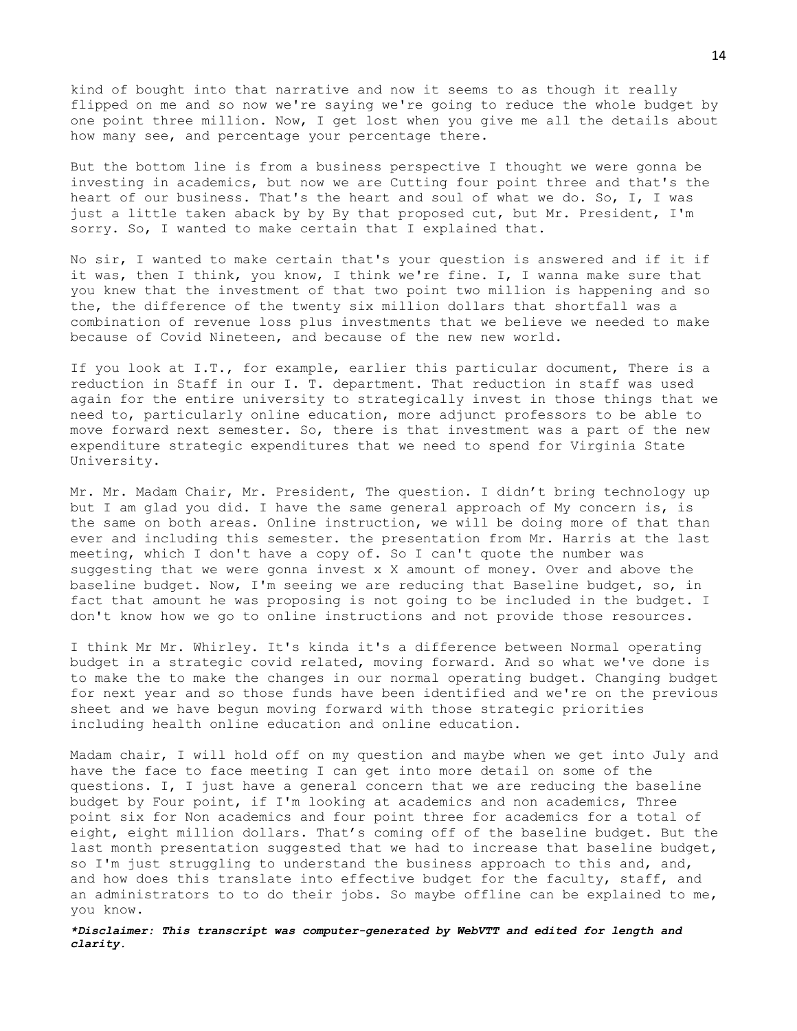kind of bought into that narrative and now it seems to as though it really flipped on me and so now we're saying we're going to reduce the whole budget by one point three million. Now, I get lost when you give me all the details about how many see, and percentage your percentage there.

But the bottom line is from a business perspective I thought we were gonna be investing in academics, but now we are Cutting four point three and that's the heart of our business. That's the heart and soul of what we do. So, I, I was just a little taken aback by by By that proposed cut, but Mr. President, I'm sorry. So, I wanted to make certain that I explained that.

No sir, I wanted to make certain that's your question is answered and if it if it was, then I think, you know, I think we're fine. I, I wanna make sure that you knew that the investment of that two point two million is happening and so the, the difference of the twenty six million dollars that shortfall was a combination of revenue loss plus investments that we believe we needed to make because of Covid Nineteen, and because of the new new world.

If you look at I.T., for example, earlier this particular document, There is a reduction in Staff in our I. T. department. That reduction in staff was used again for the entire university to strategically invest in those things that we need to, particularly online education, more adjunct professors to be able to move forward next semester. So, there is that investment was a part of the new expenditure strategic expenditures that we need to spend for Virginia State University.

Mr. Mr. Madam Chair, Mr. President, The question. I didn't bring technology up but I am glad you did. I have the same general approach of My concern is, is the same on both areas. Online instruction, we will be doing more of that than ever and including this semester. the presentation from Mr. Harris at the last meeting, which I don't have a copy of. So I can't quote the number was suggesting that we were gonna invest x X amount of money. Over and above the baseline budget. Now, I'm seeing we are reducing that Baseline budget, so, in fact that amount he was proposing is not going to be included in the budget. I don't know how we go to online instructions and not provide those resources.

I think Mr Mr. Whirley. It's kinda it's a difference between Normal operating budget in a strategic covid related, moving forward. And so what we've done is to make the to make the changes in our normal operating budget. Changing budget for next year and so those funds have been identified and we're on the previous sheet and we have begun moving forward with those strategic priorities including health online education and online education.

Madam chair, I will hold off on my question and maybe when we get into July and have the face to face meeting I can get into more detail on some of the questions. I, I just have a general concern that we are reducing the baseline budget by Four point, if I'm looking at academics and non academics, Three point six for Non academics and four point three for academics for a total of eight, eight million dollars. That's coming off of the baseline budget. But the last month presentation suggested that we had to increase that baseline budget, so I'm just struggling to understand the business approach to this and, and, and how does this translate into effective budget for the faculty, staff, and an administrators to to do their jobs. So maybe offline can be explained to me, you know.

***Disclaimer: This transcript was computer-generated by WebVTT and edited for length and clarity.***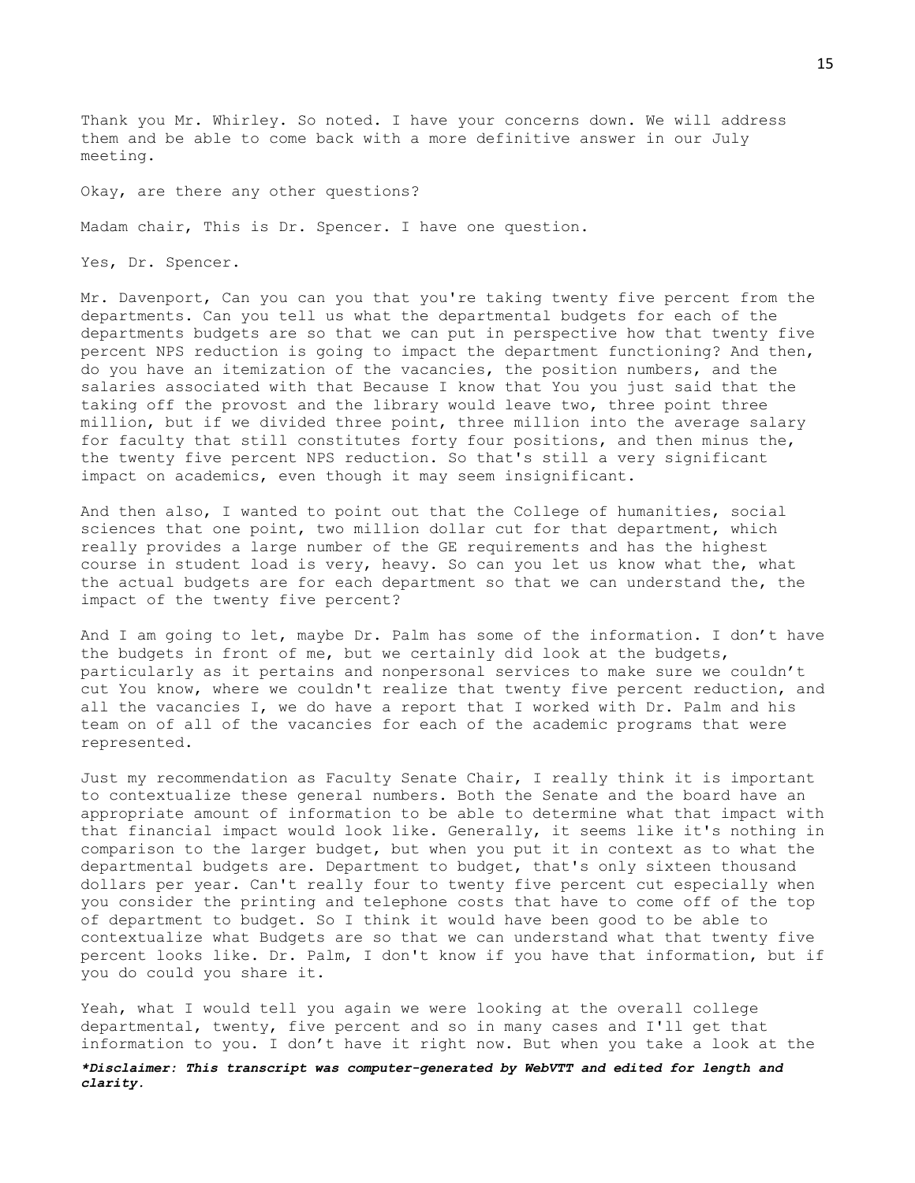Thank you Mr. Whirley. So noted. I have your concerns down. We will address them and be able to come back with a more definitive answer in our July meeting.

Okay, are there any other questions?

Madam chair, This is Dr. Spencer. I have one question.

Yes, Dr. Spencer.

Mr. Davenport, Can you can you that you're taking twenty five percent from the departments. Can you tell us what the departmental budgets for each of the departments budgets are so that we can put in perspective how that twenty five percent NPS reduction is going to impact the department functioning? And then, do you have an itemization of the vacancies, the position numbers, and the salaries associated with that Because I know that You you just said that the taking off the provost and the library would leave two, three point three million, but if we divided three point, three million into the average salary for faculty that still constitutes forty four positions, and then minus the, the twenty five percent NPS reduction. So that's still a very significant impact on academics, even though it may seem insignificant.

And then also, I wanted to point out that the College of humanities, social sciences that one point, two million dollar cut for that department, which really provides a large number of the GE requirements and has the highest course in student load is very, heavy. So can you let us know what the, what the actual budgets are for each department so that we can understand the, the impact of the twenty five percent?

And I am going to let, maybe Dr. Palm has some of the information. I don't have the budgets in front of me, but we certainly did look at the budgets, particularly as it pertains and nonpersonal services to make sure we couldn't cut You know, where we couldn't realize that twenty five percent reduction, and all the vacancies I, we do have a report that I worked with Dr. Palm and his team on of all of the vacancies for each of the academic programs that were represented.

Just my recommendation as Faculty Senate Chair, I really think it is important to contextualize these general numbers. Both the Senate and the board have an appropriate amount of information to be able to determine what that impact with that financial impact would look like. Generally, it seems like it's nothing in comparison to the larger budget, but when you put it in context as to what the departmental budgets are. Department to budget, that's only sixteen thousand dollars per year. Can't really four to twenty five percent cut especially when you consider the printing and telephone costs that have to come off of the top of department to budget. So I think it would have been good to be able to contextualize what Budgets are so that we can understand what that twenty five percent looks like. Dr. Palm, I don't know if you have that information, but if you do could you share it.

Yeah, what I would tell you again we were looking at the overall college departmental, twenty, five percent and so in many cases and I'll get that information to you. I don't have it right now. But when you take a look at the

***Disclaimer: This transcript was computer-generated by WebVTT and edited for length and clarity.***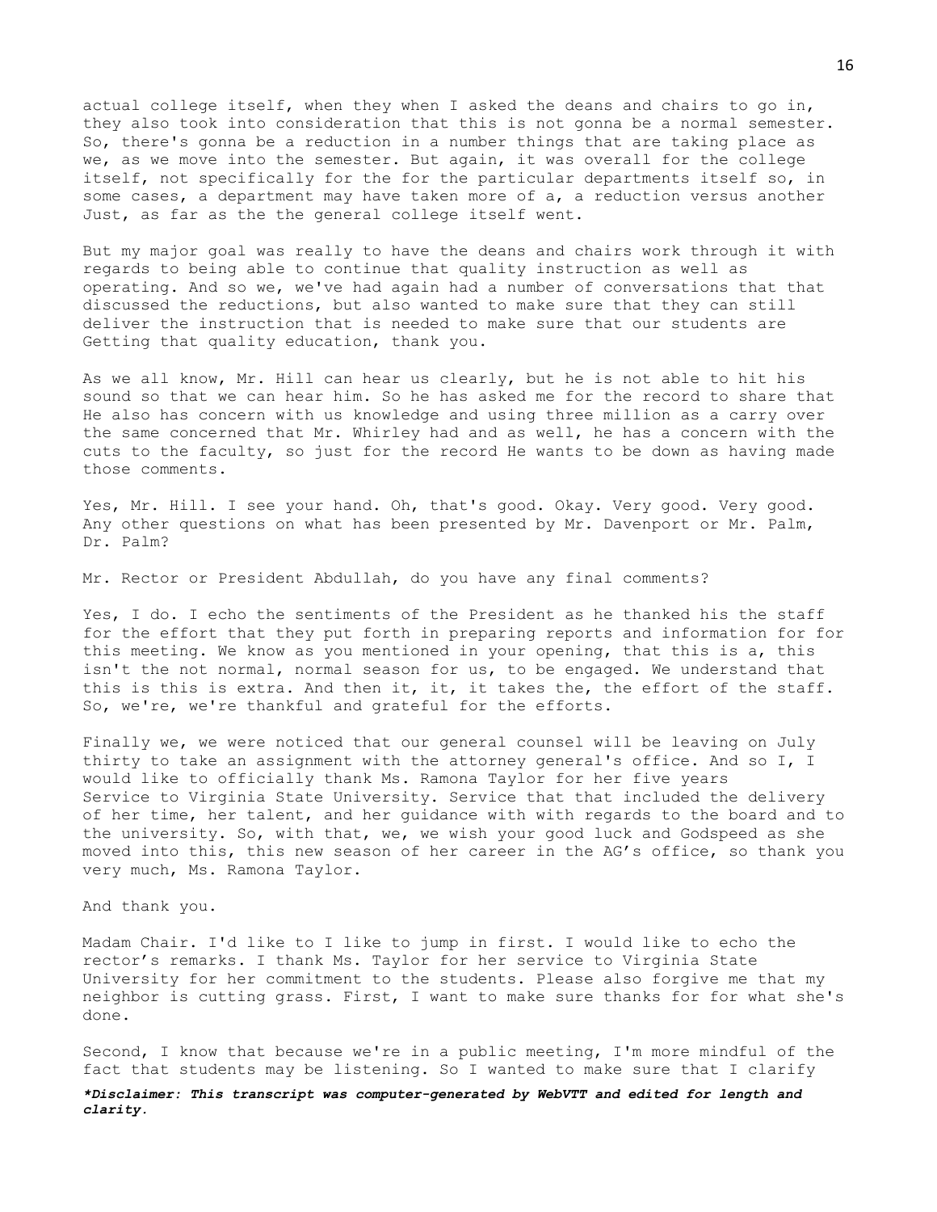actual college itself, when they when I asked the deans and chairs to go in, they also took into consideration that this is not gonna be a normal semester. So, there's gonna be a reduction in a number things that are taking place as we, as we move into the semester. But again, it was overall for the college itself, not specifically for the for the particular departments itself so, in some cases, a department may have taken more of a, a reduction versus another Just, as far as the the general college itself went.

But my major goal was really to have the deans and chairs work through it with regards to being able to continue that quality instruction as well as operating. And so we, we've had again had a number of conversations that that discussed the reductions, but also wanted to make sure that they can still deliver the instruction that is needed to make sure that our students are Getting that quality education, thank you.

As we all know, Mr. Hill can hear us clearly, but he is not able to hit his sound so that we can hear him. So he has asked me for the record to share that He also has concern with us knowledge and using three million as a carry over the same concerned that Mr. Whirley had and as well, he has a concern with the cuts to the faculty, so just for the record He wants to be down as having made those comments.

Yes, Mr. Hill. I see your hand. Oh, that's good. Okay. Very good. Very good. Any other questions on what has been presented by Mr. Davenport or Mr. Palm, Dr. Palm?

Mr. Rector or President Abdullah, do you have any final comments?

Yes, I do. I echo the sentiments of the President as he thanked his the staff for the effort that they put forth in preparing reports and information for for this meeting. We know as you mentioned in your opening, that this is a, this isn't the not normal, normal season for us, to be engaged. We understand that this is this is extra. And then it, it, it takes the, the effort of the staff. So, we're, we're thankful and grateful for the efforts.

Finally we, we were noticed that our general counsel will be leaving on July thirty to take an assignment with the attorney general's office. And so I, I would like to officially thank Ms. Ramona Taylor for her five years Service to Virginia State University. Service that that included the delivery of her time, her talent, and her guidance with with regards to the board and to the university. So, with that, we, we wish your good luck and Godspeed as she moved into this, this new season of her career in the AG's office, so thank you very much, Ms. Ramona Taylor.

And thank you.

Madam Chair. I'd like to I like to jump in first. I would like to echo the rector's remarks. I thank Ms. Taylor for her service to Virginia State University for her commitment to the students. Please also forgive me that my neighbor is cutting grass. First, I want to make sure thanks for for what she's done.

Second, I know that because we're in a public meeting, I'm more mindful of the fact that students may be listening. So I wanted to make sure that I clarify

***Disclaimer: This transcript was computer-generated by WebVTT and edited for length and clarity.***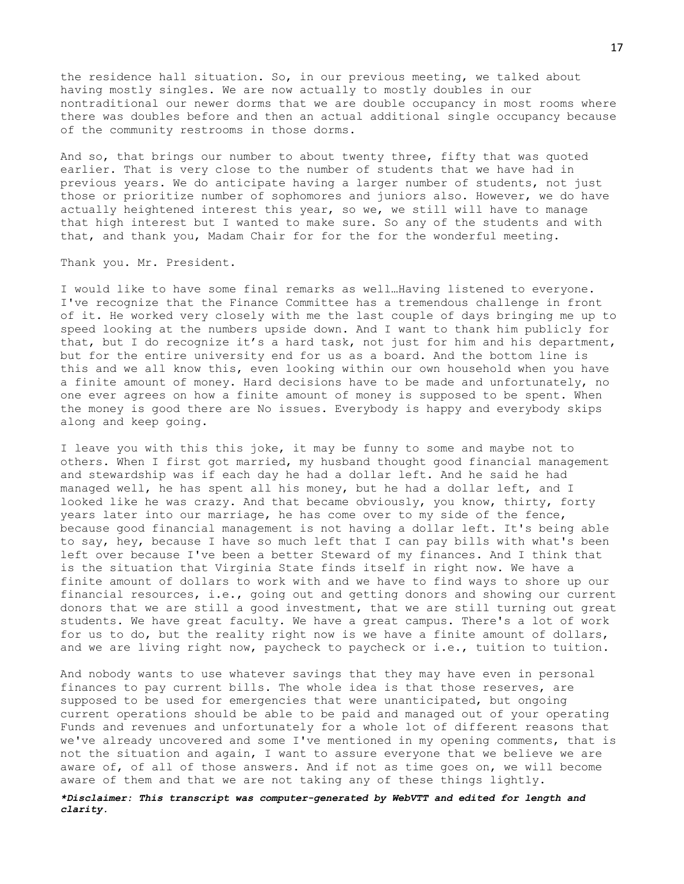the residence hall situation. So, in our previous meeting, we talked about having mostly singles. We are now actually to mostly doubles in our nontraditional our newer dorms that we are double occupancy in most rooms where there was doubles before and then an actual additional single occupancy because of the community restrooms in those dorms.

And so, that brings our number to about twenty three, fifty that was quoted earlier. That is very close to the number of students that we have had in previous years. We do anticipate having a larger number of students, not just those or prioritize number of sophomores and juniors also. However, we do have actually heightened interest this year, so we, we still will have to manage that high interest but I wanted to make sure. So any of the students and with that, and thank you, Madam Chair for for the for the wonderful meeting.

Thank you. Mr. President.

I would like to have some final remarks as well…Having listened to everyone. I've recognize that the Finance Committee has a tremendous challenge in front of it. He worked very closely with me the last couple of days bringing me up to speed looking at the numbers upside down. And I want to thank him publicly for that, but I do recognize it's a hard task, not just for him and his department, but for the entire university end for us as a board. And the bottom line is this and we all know this, even looking within our own household when you have a finite amount of money. Hard decisions have to be made and unfortunately, no one ever agrees on how a finite amount of money is supposed to be spent. When the money is good there are No issues. Everybody is happy and everybody skips along and keep going.

I leave you with this this joke, it may be funny to some and maybe not to others. When I first got married, my husband thought good financial management and stewardship was if each day he had a dollar left. And he said he had managed well, he has spent all his money, but he had a dollar left, and I looked like he was crazy. And that became obviously, you know, thirty, forty years later into our marriage, he has come over to my side of the fence, because good financial management is not having a dollar left. It's being able to say, hey, because I have so much left that I can pay bills with what's been left over because I've been a better Steward of my finances. And I think that is the situation that Virginia State finds itself in right now. We have a finite amount of dollars to work with and we have to find ways to shore up our financial resources, i.e., going out and getting donors and showing our current donors that we are still a good investment, that we are still turning out great students. We have great faculty. We have a great campus. There's a lot of work for us to do, but the reality right now is we have a finite amount of dollars, and we are living right now, paycheck to paycheck or i.e., tuition to tuition.

And nobody wants to use whatever savings that they may have even in personal finances to pay current bills. The whole idea is that those reserves, are supposed to be used for emergencies that were unanticipated, but ongoing current operations should be able to be paid and managed out of your operating Funds and revenues and unfortunately for a whole lot of different reasons that we've already uncovered and some I've mentioned in my opening comments, that is not the situation and again, I want to assure everyone that we believe we are aware of, of all of those answers. And if not as time goes on, we will become aware of them and that we are not taking any of these things lightly.

***Disclaimer: This transcript was computer-generated by WebVTT and edited for length and clarity.***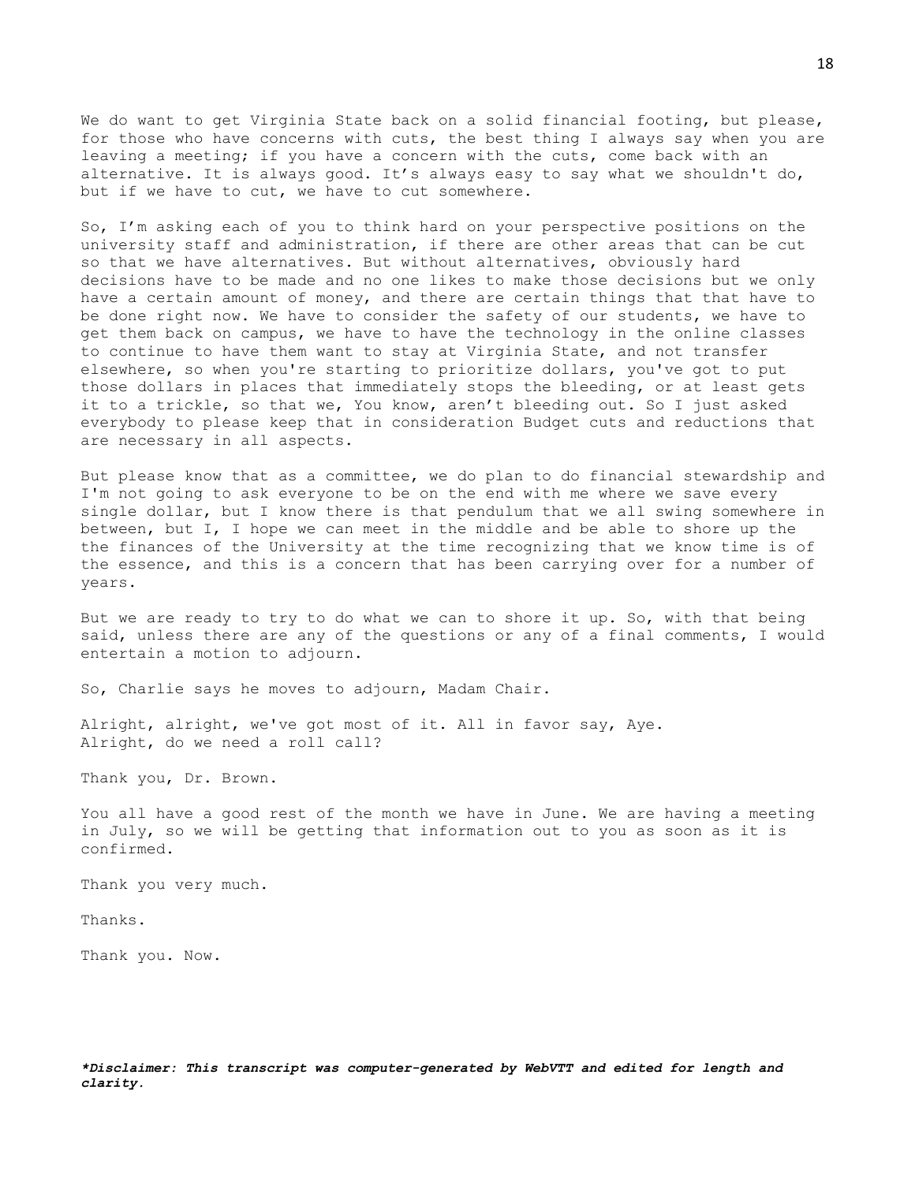We do want to get Virginia State back on a solid financial footing, but please, for those who have concerns with cuts, the best thing I always say when you are leaving a meeting; if you have a concern with the cuts, come back with an alternative. It is always good. It's always easy to say what we shouldn't do, but if we have to cut, we have to cut somewhere.

So, I'm asking each of you to think hard on your perspective positions on the university staff and administration, if there are other areas that can be cut so that we have alternatives. But without alternatives, obviously hard decisions have to be made and no one likes to make those decisions but we only have a certain amount of money, and there are certain things that that have to be done right now. We have to consider the safety of our students, we have to get them back on campus, we have to have the technology in the online classes to continue to have them want to stay at Virginia State, and not transfer elsewhere, so when you're starting to prioritize dollars, you've got to put those dollars in places that immediately stops the bleeding, or at least gets it to a trickle, so that we, You know, aren't bleeding out. So I just asked everybody to please keep that in consideration Budget cuts and reductions that are necessary in all aspects.

But please know that as a committee, we do plan to do financial stewardship and I'm not going to ask everyone to be on the end with me where we save every single dollar, but I know there is that pendulum that we all swing somewhere in between, but I, I hope we can meet in the middle and be able to shore up the the finances of the University at the time recognizing that we know time is of the essence, and this is a concern that has been carrying over for a number of years.

But we are ready to try to do what we can to shore it up. So, with that being said, unless there are any of the questions or any of a final comments, I would entertain a motion to adjourn.

So, Charlie says he moves to adjourn, Madam Chair.

Alright, alright, we've got most of it. All in favor say, Aye.
Alright, do we need a roll call?

Thank you, Dr. Brown.

You all have a good rest of the month we have in June. We are having a meeting in July, so we will be getting that information out to you as soon as it is confirmed.

Thank you very much.

Thanks.

Thank you. Now.

***Disclaimer: This transcript was computer-generated by WebVTT and edited for length and clarity.***